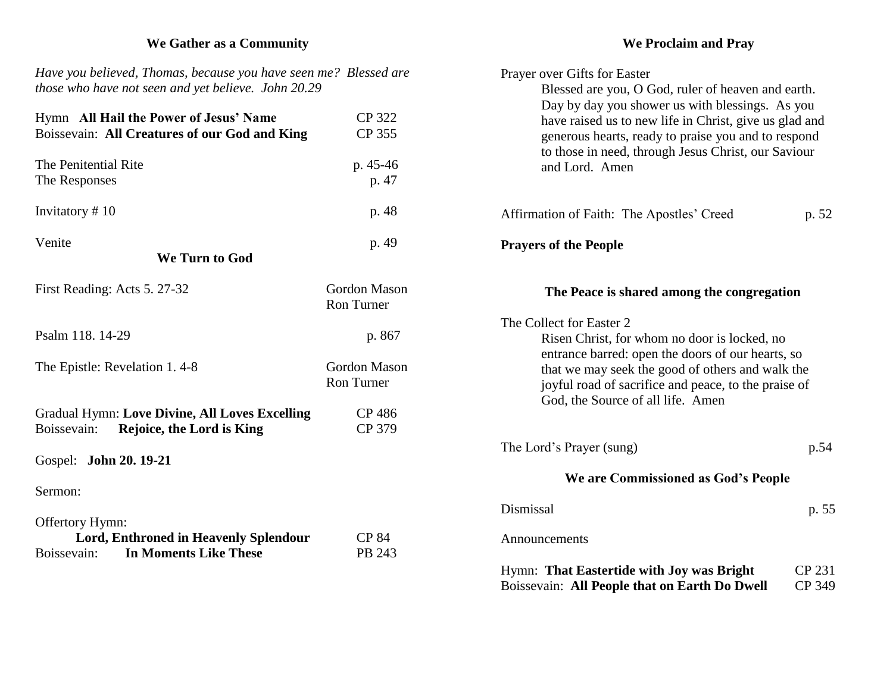## We Gather as a Community

*Have you believed, Thomas, because you have seen me? Blessed are those who have not seen and yet believe. John 20.29*

Hymn **All Hail the Power of Jesus' Name** CP 322
Boissevain: **All Creatures of our God and King** CP 355

The Penitential Rite p. 45-46
The Responses p. 47

Invitatory # 10 p. 48

Venite p. 49

## We Turn to God

First Reading: Acts 5. 27-32 Gordon Mason / Ron Turner

Psalm 118. 14-29 p. 867

The Epistle: Revelation 1. 4-8 Gordon Mason / Ron Turner

Gradual Hymn: **Love Divine, All Loves Excelling** CP 486
Boissevain: **Rejoice, the Lord is King** CP 379

Gospel: **John 20. 19-21**

Sermon:

Offertory Hymn:
**Lord, Enthroned in Heavenly Splendour** CP 84
Boissevain: **In Moments Like These** PB 243

## We Proclaim and Pray

Prayer over Gifts for Easter

> Blessed are you, O God, ruler of heaven and earth. Day by day you shower us with blessings. As you have raised us to new life in Christ, give us glad and generous hearts, ready to praise you and to respond to those in need, through Jesus Christ, our Saviour and Lord. Amen

Affirmation of Faith: The Apostles' Creed p. 52

**Prayers of the People**

**The Peace is shared among the congregation**

The Collect for Easter 2

> Risen Christ, for whom no door is locked, no entrance barred: open the doors of our hearts, so that we may seek the good of others and walk the joyful road of sacrifice and peace, to the praise of God, the Source of all life. Amen

The Lord's Prayer (sung) p.54

## We are Commissioned as God's People

Dismissal p. 55

Announcements

Hymn: **That Eastertide with Joy was Bright** CP 231
Boissevain: **All People that on Earth Do Dwell** CP 349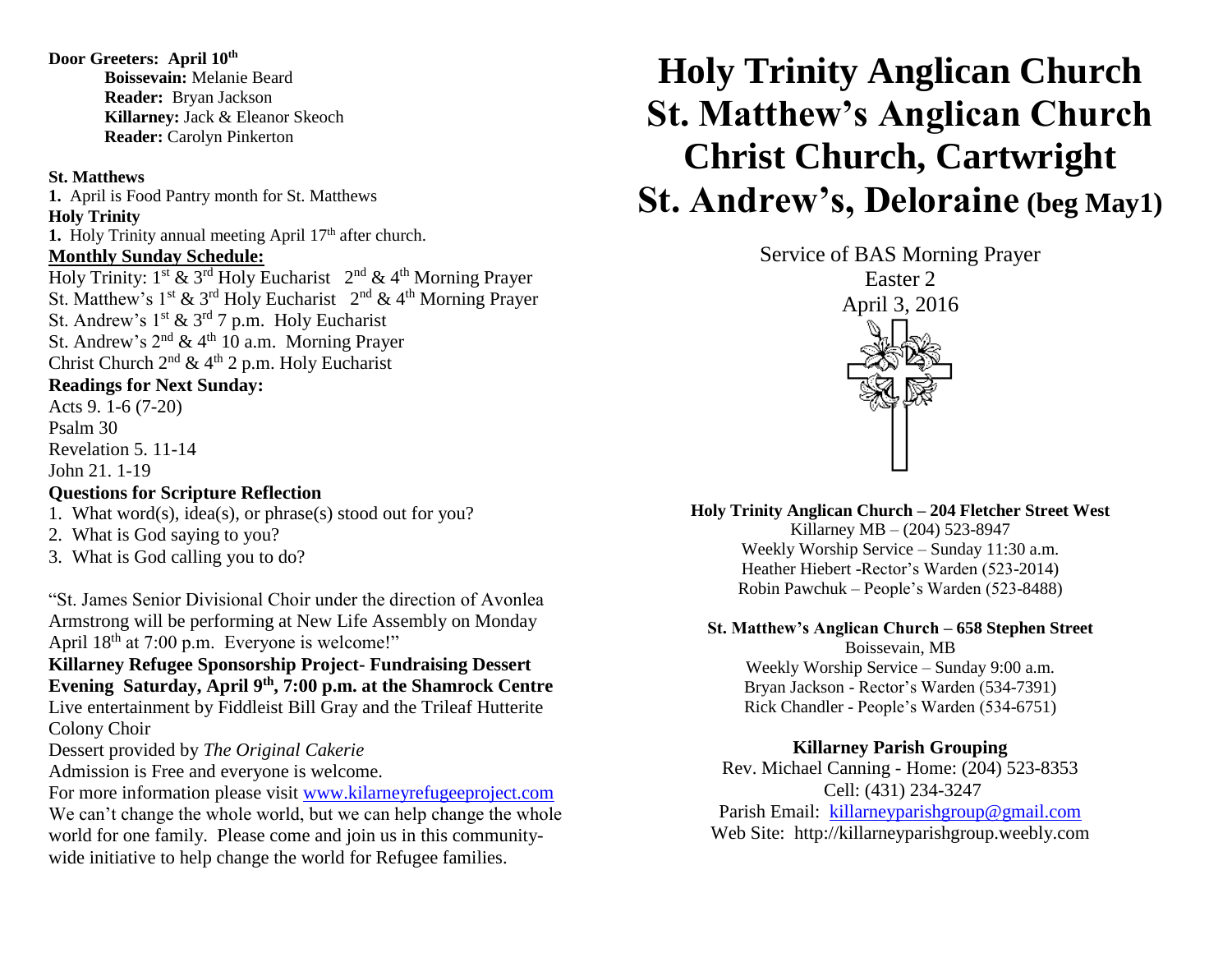**Door Greeters: April 10th**

**Boissevain:** Melanie Beard
**Reader:** Bryan Jackson
**Killarney:** Jack & Eleanor Skeoch
**Reader:** Carolyn Pinkerton

**St. Matthews**

1. April is Food Pantry month for St. Matthews

**Holy Trinity**

1. Holy Trinity annual meeting April 17th after church.

## Monthly Sunday Schedule:

Holy Trinity: 1st & 3rd Holy Eucharist 2nd & 4th Morning Prayer
St. Matthew's 1st & 3rd Holy Eucharist 2nd & 4th Morning Prayer
St. Andrew's 1st & 3rd 7 p.m. Holy Eucharist
St. Andrew's 2nd & 4th 10 a.m. Morning Prayer
Christ Church 2nd & 4th 2 p.m. Holy Eucharist

**Readings for Next Sunday:**

Acts 9. 1-6 (7-20)
Psalm 30
Revelation 5. 11-14
John 21. 1-19

**Questions for Scripture Reflection**

1. What word(s), idea(s), or phrase(s) stood out for you?
2. What is God saying to you?
3. What is God calling you to do?

"St. James Senior Divisional Choir under the direction of Avonlea Armstrong will be performing at New Life Assembly on Monday April 18th at 7:00 p.m. Everyone is welcome!"

**Killarney Refugee Sponsorship Project- Fundraising Dessert Evening Saturday, April 9th, 7:00 p.m. at the Shamrock Centre**

Live entertainment by Fiddleist Bill Gray and the Trileaf Hutterite Colony Choir

Dessert provided by *The Original Cakerie*

Admission is Free and everyone is welcome.

For more information please visit www.kilarneyrefugeeproject.com

We can't change the whole world, but we can help change the whole world for one family. Please come and join us in this community-wide initiative to help change the world for Refugee families.

# Holy Trinity Anglican Church
# St. Matthew's Anglican Church
# Christ Church, Cartwright
# St. Andrew's, Deloraine (beg May1)

Service of BAS Morning Prayer
Easter 2
April 3, 2016

**Holy Trinity Anglican Church – 204 Fletcher Street West**
Killarney MB – (204) 523-8947
Weekly Worship Service – Sunday 11:30 a.m.
Heather Hiebert -Rector's Warden (523-2014)
Robin Pawchuk – People's Warden (523-8488)

**St. Matthew's Anglican Church – 658 Stephen Street**
Boissevain, MB
Weekly Worship Service – Sunday 9:00 a.m.
Bryan Jackson - Rector's Warden (534-7391)
Rick Chandler - People's Warden (534-6751)

**Killarney Parish Grouping**
Rev. Michael Canning - Home: (204) 523-8353
Cell: (431) 234-3247
Parish Email: killarneyparishgroup@gmail.com
Web Site: http://killarneyparishgroup.weebly.com